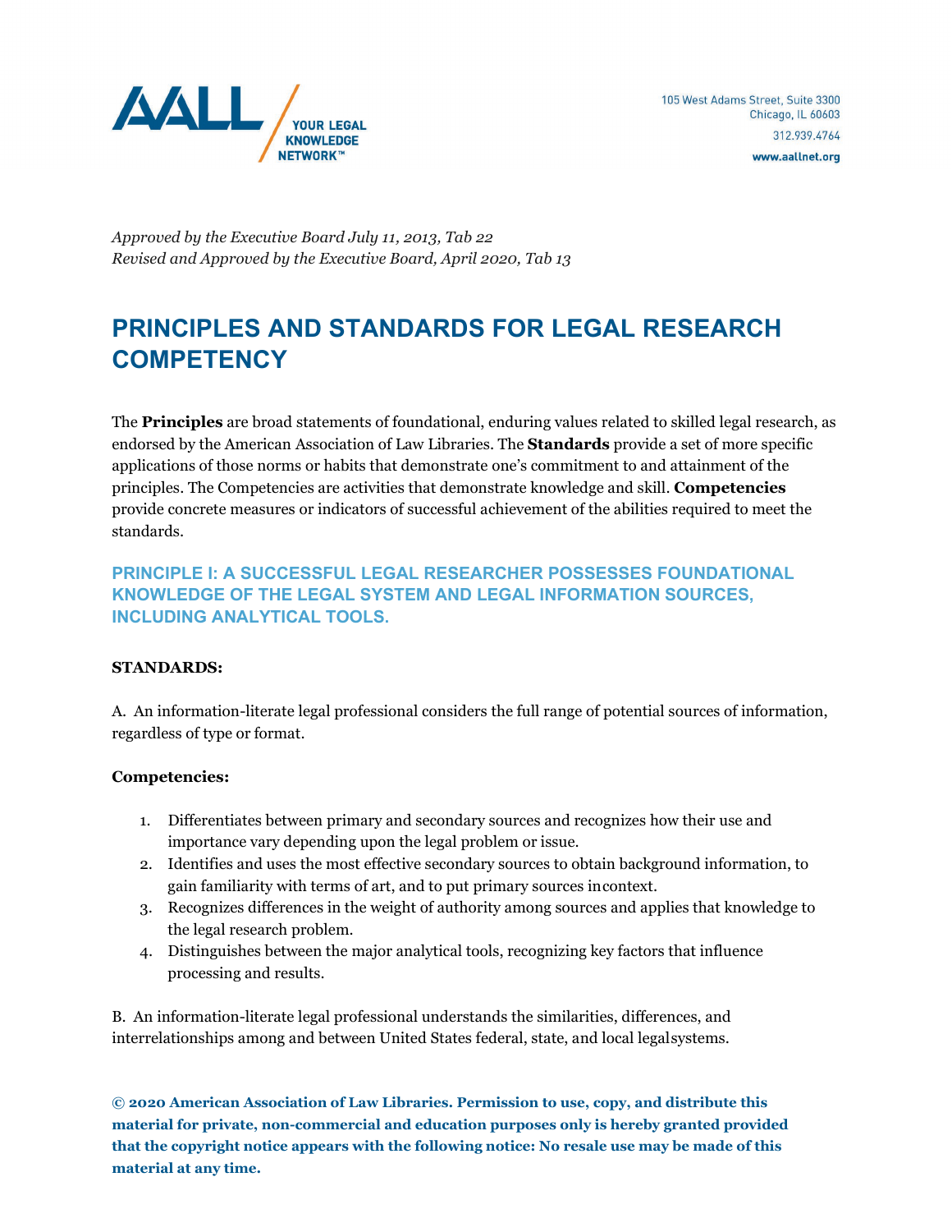AALL YOUR LEGAL KNOWLEDGE NETWORK™

105 West Adams Street, Suite 3300
Chicago, IL 60603
312.939.4764
www.aallnet.org

*Approved by the Executive Board July 11, 2013, Tab 22*
*Revised and Approved by the Executive Board, April 2020, Tab 13*

# PRINCIPLES AND STANDARDS FOR LEGAL RESEARCH COMPETENCY

The **Principles** are broad statements of foundational, enduring values related to skilled legal research, as endorsed by the American Association of Law Libraries. The **Standards** provide a set of more specific applications of those norms or habits that demonstrate one's commitment to and attainment of the principles. The Competencies are activities that demonstrate knowledge and skill. **Competencies** provide concrete measures or indicators of successful achievement of the abilities required to meet the standards.

## PRINCIPLE I: A SUCCESSFUL LEGAL RESEARCHER POSSESSES FOUNDATIONAL KNOWLEDGE OF THE LEGAL SYSTEM AND LEGAL INFORMATION SOURCES, INCLUDING ANALYTICAL TOOLS.

**STANDARDS:**

A. An information-literate legal professional considers the full range of potential sources of information, regardless of type or format.

**Competencies:**

1. Differentiates between primary and secondary sources and recognizes how their use and importance vary depending upon the legal problem or issue.
2. Identifies and uses the most effective secondary sources to obtain background information, to gain familiarity with terms of art, and to put primary sources in context.
3. Recognizes differences in the weight of authority among sources and applies that knowledge to the legal research problem.
4. Distinguishes between the major analytical tools, recognizing key factors that influence processing and results.

B. An information-literate legal professional understands the similarities, differences, and interrelationships among and between United States federal, state, and local legal systems.

**© 2020 American Association of Law Libraries. Permission to use, copy, and distribute this material for private, non-commercial and education purposes only is hereby granted provided that the copyright notice appears with the following notice: No resale use may be made of this material at any time.**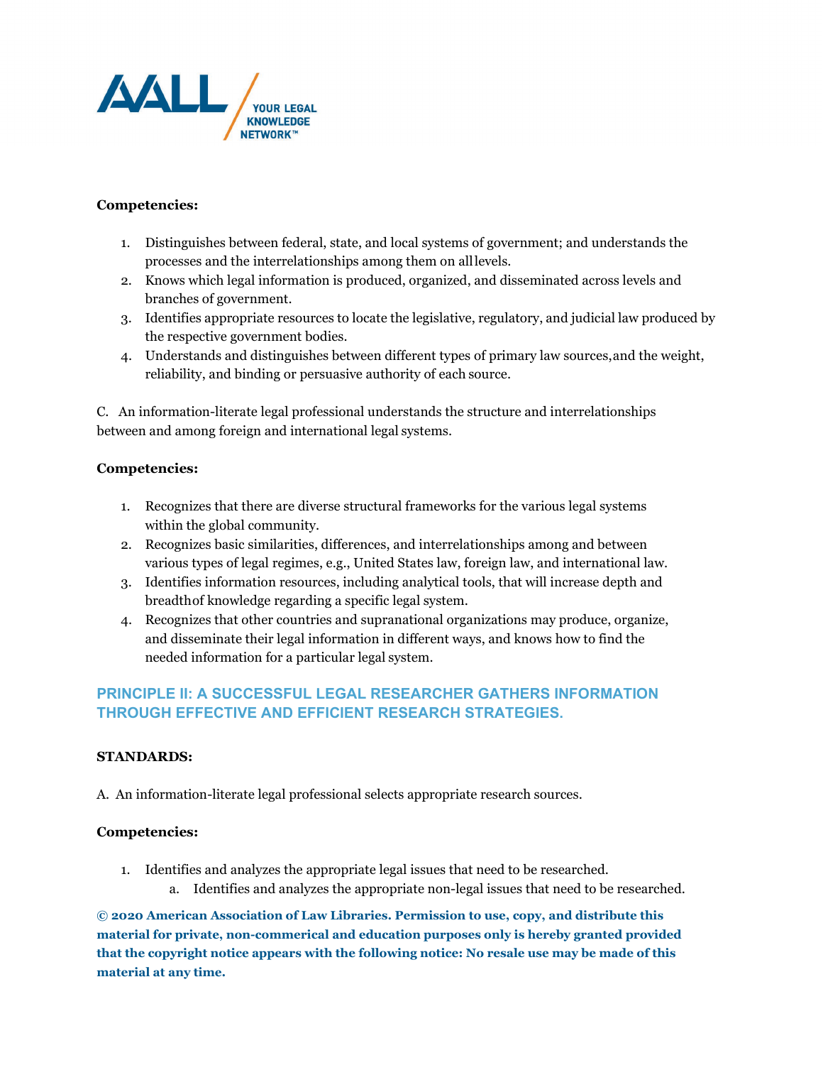**Competencies:**

1. Distinguishes between federal, state, and local systems of government; and understands the processes and the interrelationships among them on all levels.
2. Knows which legal information is produced, organized, and disseminated across levels and branches of government.
3. Identifies appropriate resources to locate the legislative, regulatory, and judicial law produced by the respective government bodies.
4. Understands and distinguishes between different types of primary law sources, and the weight, reliability, and binding or persuasive authority of each source.

C. An information-literate legal professional understands the structure and interrelationships between and among foreign and international legal systems.

**Competencies:**

1. Recognizes that there are diverse structural frameworks for the various legal systems within the global community.
2. Recognizes basic similarities, differences, and interrelationships among and between various types of legal regimes, e.g., United States law, foreign law, and international law.
3. Identifies information resources, including analytical tools, that will increase depth and breadth of knowledge regarding a specific legal system.
4. Recognizes that other countries and supranational organizations may produce, organize, and disseminate their legal information in different ways, and knows how to find the needed information for a particular legal system.

## PRINCIPLE II: A SUCCESSFUL LEGAL RESEARCHER GATHERS INFORMATION THROUGH EFFECTIVE AND EFFICIENT RESEARCH STRATEGIES.

**STANDARDS:**

A. An information-literate legal professional selects appropriate research sources.

**Competencies:**

1. Identifies and analyzes the appropriate legal issues that need to be researched.
    a. Identifies and analyzes the appropriate non-legal issues that need to be researched.

**© 2020 American Association of Law Libraries. Permission to use, copy, and distribute this material for private, non-commerical and education purposes only is hereby granted provided that the copyright notice appears with the following notice: No resale use may be made of this material at any time.**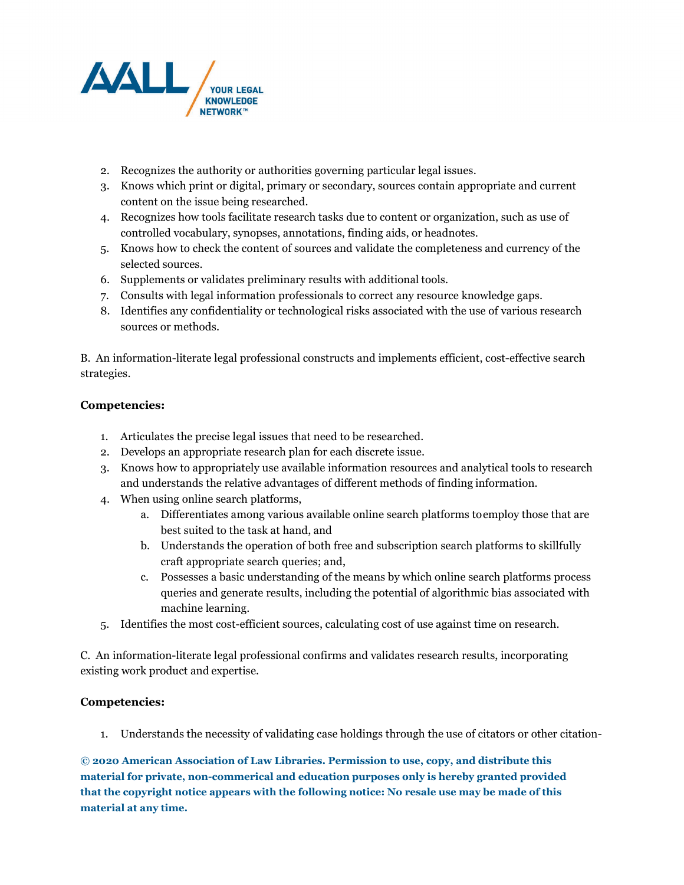2. Recognizes the authority or authorities governing particular legal issues.
3. Knows which print or digital, primary or secondary, sources contain appropriate and current content on the issue being researched.
4. Recognizes how tools facilitate research tasks due to content or organization, such as use of controlled vocabulary, synopses, annotations, finding aids, or headnotes.
5. Knows how to check the content of sources and validate the completeness and currency of the selected sources.
6. Supplements or validates preliminary results with additional tools.
7. Consults with legal information professionals to correct any resource knowledge gaps.
8. Identifies any confidentiality or technological risks associated with the use of various research sources or methods.

B. An information-literate legal professional constructs and implements efficient, cost-effective search strategies.

**Competencies:**

1. Articulates the precise legal issues that need to be researched.
2. Develops an appropriate research plan for each discrete issue.
3. Knows how to appropriately use available information resources and analytical tools to research and understands the relative advantages of different methods of finding information.
4. When using online search platforms,
   a. Differentiates among various available online search platforms to employ those that are best suited to the task at hand, and
   b. Understands the operation of both free and subscription search platforms to skillfully craft appropriate search queries; and,
   c. Possesses a basic understanding of the means by which online search platforms process queries and generate results, including the potential of algorithmic bias associated with machine learning.
5. Identifies the most cost-efficient sources, calculating cost of use against time on research.

C. An information-literate legal professional confirms and validates research results, incorporating existing work product and expertise.

**Competencies:**

1. Understands the necessity of validating case holdings through the use of citators or other citation-

**© 2020 American Association of Law Libraries. Permission to use, copy, and distribute this material for private, non-commerical and education purposes only is hereby granted provided that the copyright notice appears with the following notice: No resale use may be made of this material at any time.**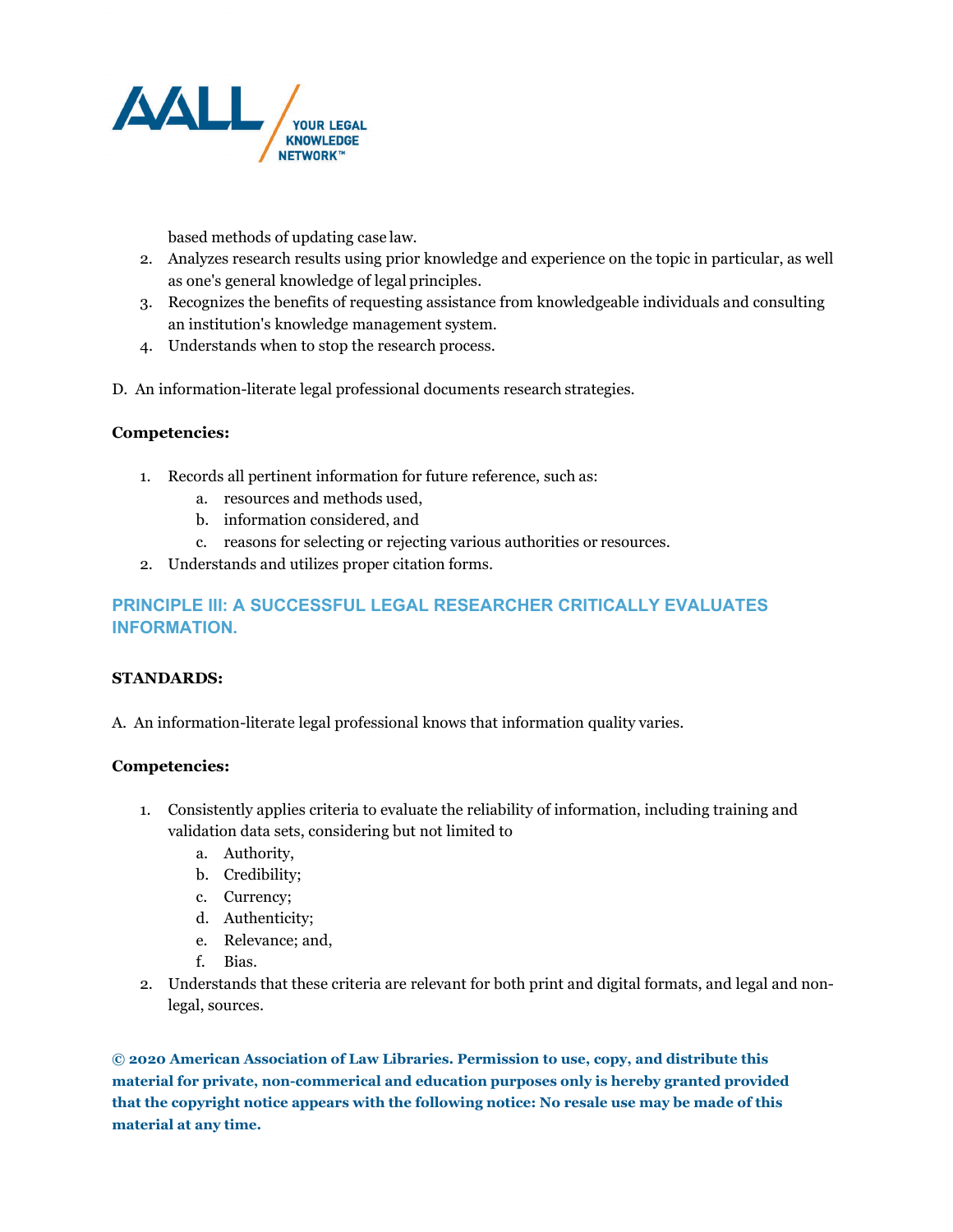based methods of updating case law.

2. Analyzes research results using prior knowledge and experience on the topic in particular, as well as one's general knowledge of legal principles.
3. Recognizes the benefits of requesting assistance from knowledgeable individuals and consulting an institution's knowledge management system.
4. Understands when to stop the research process.

D. An information-literate legal professional documents research strategies.

**Competencies:**

1. Records all pertinent information for future reference, such as:
   a. resources and methods used,
   b. information considered, and
   c. reasons for selecting or rejecting various authorities or resources.
2. Understands and utilizes proper citation forms.

## PRINCIPLE III: A SUCCESSFUL LEGAL RESEARCHER CRITICALLY EVALUATES INFORMATION.

**STANDARDS:**

A. An information-literate legal professional knows that information quality varies.

**Competencies:**

1. Consistently applies criteria to evaluate the reliability of information, including training and validation data sets, considering but not limited to
   a. Authority,
   b. Credibility;
   c. Currency;
   d. Authenticity;
   e. Relevance; and,
   f. Bias.
2. Understands that these criteria are relevant for both print and digital formats, and legal and non-legal, sources.

**© 2020 American Association of Law Libraries. Permission to use, copy, and distribute this material for private, non-commerical and education purposes only is hereby granted provided that the copyright notice appears with the following notice: No resale use may be made of this material at any time.**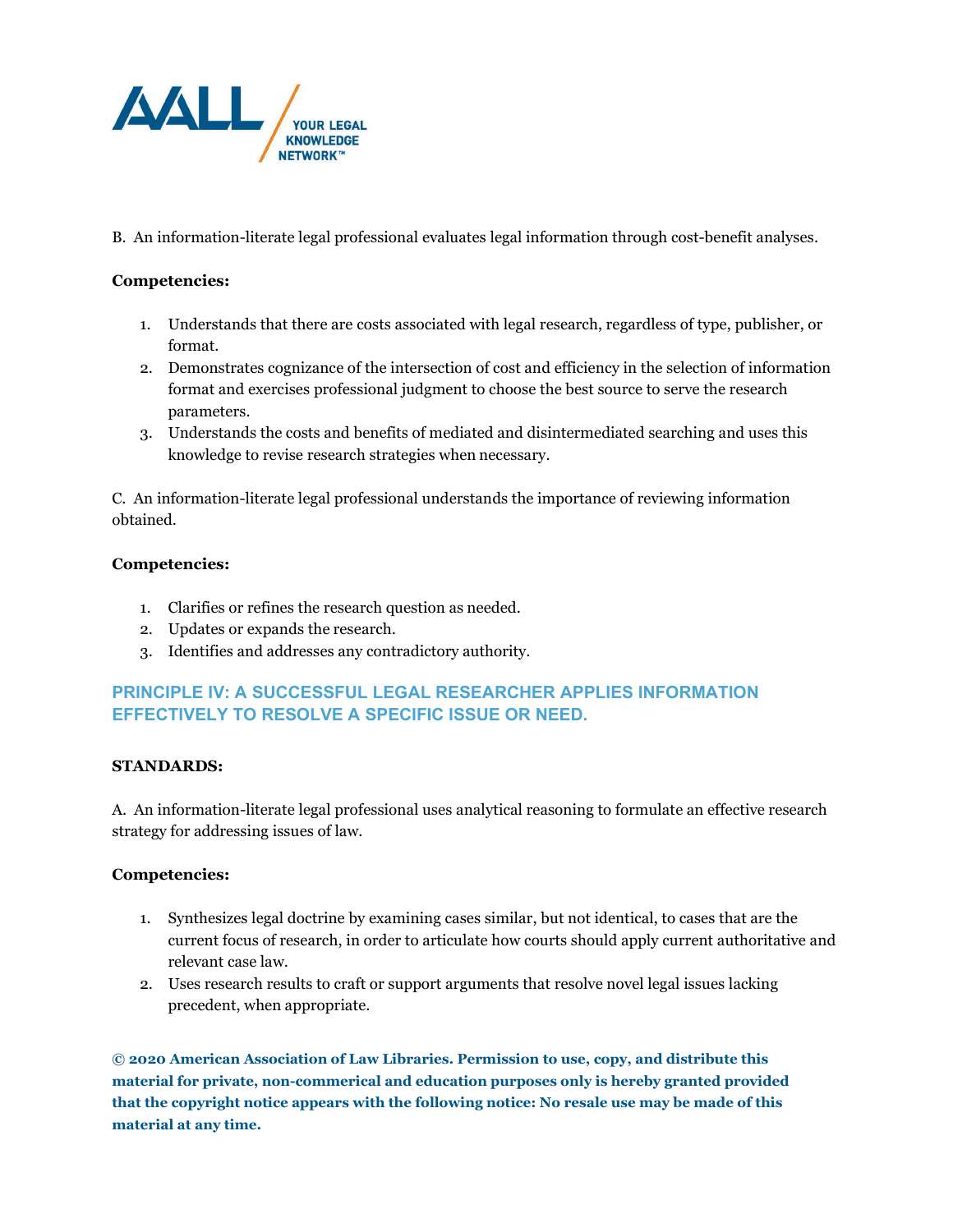B. An information-literate legal professional evaluates legal information through cost-benefit analyses.

**Competencies:**

1. Understands that there are costs associated with legal research, regardless of type, publisher, or format.
2. Demonstrates cognizance of the intersection of cost and efficiency in the selection of information format and exercises professional judgment to choose the best source to serve the research parameters.
3. Understands the costs and benefits of mediated and disintermediated searching and uses this knowledge to revise research strategies when necessary.

C. An information-literate legal professional understands the importance of reviewing information obtained.

**Competencies:**

1. Clarifies or refines the research question as needed.
2. Updates or expands the research.
3. Identifies and addresses any contradictory authority.

## PRINCIPLE IV: A SUCCESSFUL LEGAL RESEARCHER APPLIES INFORMATION EFFECTIVELY TO RESOLVE A SPECIFIC ISSUE OR NEED.

**STANDARDS:**

A. An information-literate legal professional uses analytical reasoning to formulate an effective research strategy for addressing issues of law.

**Competencies:**

1. Synthesizes legal doctrine by examining cases similar, but not identical, to cases that are the current focus of research, in order to articulate how courts should apply current authoritative and relevant case law.
2. Uses research results to craft or support arguments that resolve novel legal issues lacking precedent, when appropriate.

**© 2020 American Association of Law Libraries. Permission to use, copy, and distribute this material for private, non-commerical and education purposes only is hereby granted provided that the copyright notice appears with the following notice: No resale use may be made of this material at any time.**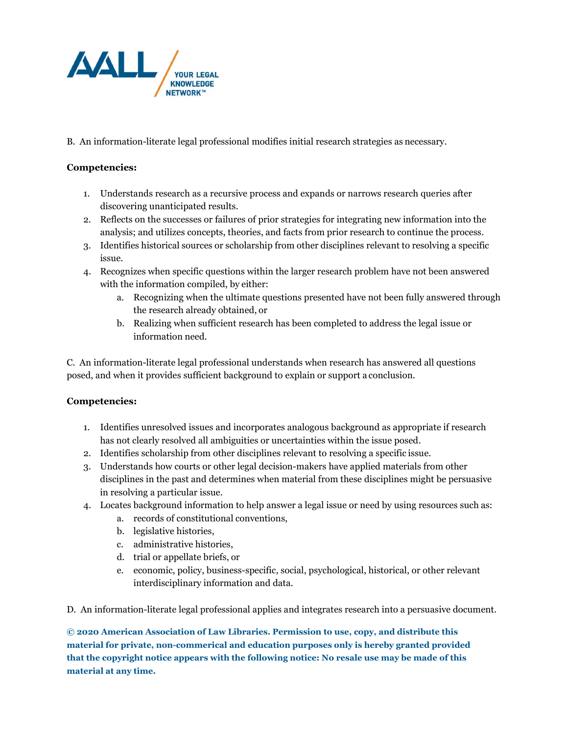B. An information-literate legal professional modifies initial research strategies as necessary.

**Competencies:**

1. Understands research as a recursive process and expands or narrows research queries after discovering unanticipated results.
2. Reflects on the successes or failures of prior strategies for integrating new information into the analysis; and utilizes concepts, theories, and facts from prior research to continue the process.
3. Identifies historical sources or scholarship from other disciplines relevant to resolving a specific issue.
4. Recognizes when specific questions within the larger research problem have not been answered with the information compiled, by either:
    a. Recognizing when the ultimate questions presented have not been fully answered through the research already obtained, or
    b. Realizing when sufficient research has been completed to address the legal issue or information need.

C. An information-literate legal professional understands when research has answered all questions posed, and when it provides sufficient background to explain or support a conclusion.

**Competencies:**

1. Identifies unresolved issues and incorporates analogous background as appropriate if research has not clearly resolved all ambiguities or uncertainties within the issue posed.
2. Identifies scholarship from other disciplines relevant to resolving a specific issue.
3. Understands how courts or other legal decision-makers have applied materials from other disciplines in the past and determines when material from these disciplines might be persuasive in resolving a particular issue.
4. Locates background information to help answer a legal issue or need by using resources such as:
    a. records of constitutional conventions,
    b. legislative histories,
    c. administrative histories,
    d. trial or appellate briefs, or
    e. economic, policy, business-specific, social, psychological, historical, or other relevant interdisciplinary information and data.

D. An information-literate legal professional applies and integrates research into a persuasive document.

**© 2020 American Association of Law Libraries. Permission to use, copy, and distribute this material for private, non-commerical and education purposes only is hereby granted provided that the copyright notice appears with the following notice: No resale use may be made of this material at any time.**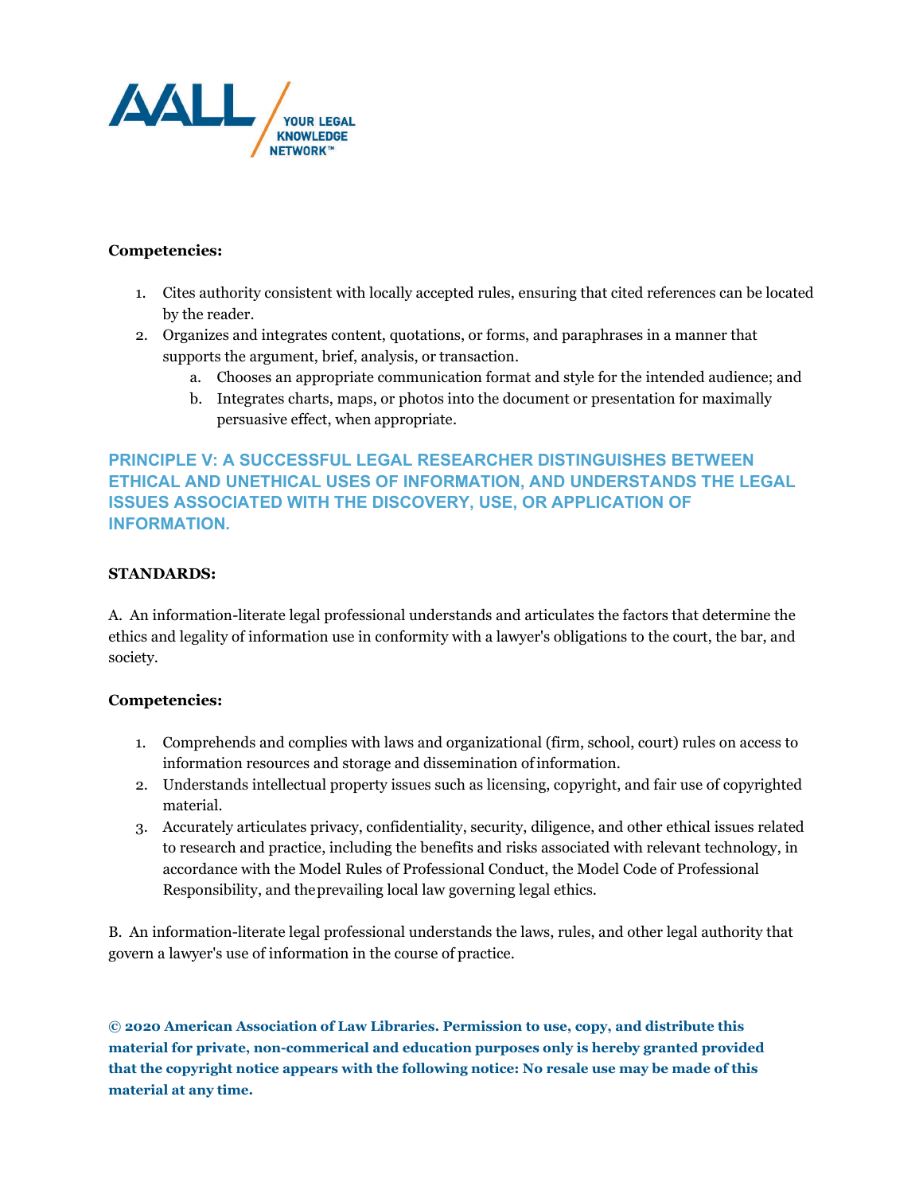**Competencies:**

1. Cites authority consistent with locally accepted rules, ensuring that cited references can be located by the reader.
2. Organizes and integrates content, quotations, or forms, and paraphrases in a manner that supports the argument, brief, analysis, or transaction.
    a. Chooses an appropriate communication format and style for the intended audience; and
    b. Integrates charts, maps, or photos into the document or presentation for maximally persuasive effect, when appropriate.

## PRINCIPLE V: A SUCCESSFUL LEGAL RESEARCHER DISTINGUISHES BETWEEN ETHICAL AND UNETHICAL USES OF INFORMATION, AND UNDERSTANDS THE LEGAL ISSUES ASSOCIATED WITH THE DISCOVERY, USE, OR APPLICATION OF INFORMATION.

**STANDARDS:**

A. An information-literate legal professional understands and articulates the factors that determine the ethics and legality of information use in conformity with a lawyer's obligations to the court, the bar, and society.

**Competencies:**

1. Comprehends and complies with laws and organizational (firm, school, court) rules on access to information resources and storage and dissemination of information.
2. Understands intellectual property issues such as licensing, copyright, and fair use of copyrighted material.
3. Accurately articulates privacy, confidentiality, security, diligence, and other ethical issues related to research and practice, including the benefits and risks associated with relevant technology, in accordance with the Model Rules of Professional Conduct, the Model Code of Professional Responsibility, and the prevailing local law governing legal ethics.

B. An information-literate legal professional understands the laws, rules, and other legal authority that govern a lawyer's use of information in the course of practice.

**© 2020 American Association of Law Libraries. Permission to use, copy, and distribute this material for private, non-commerical and education purposes only is hereby granted provided that the copyright notice appears with the following notice: No resale use may be made of this material at any time.**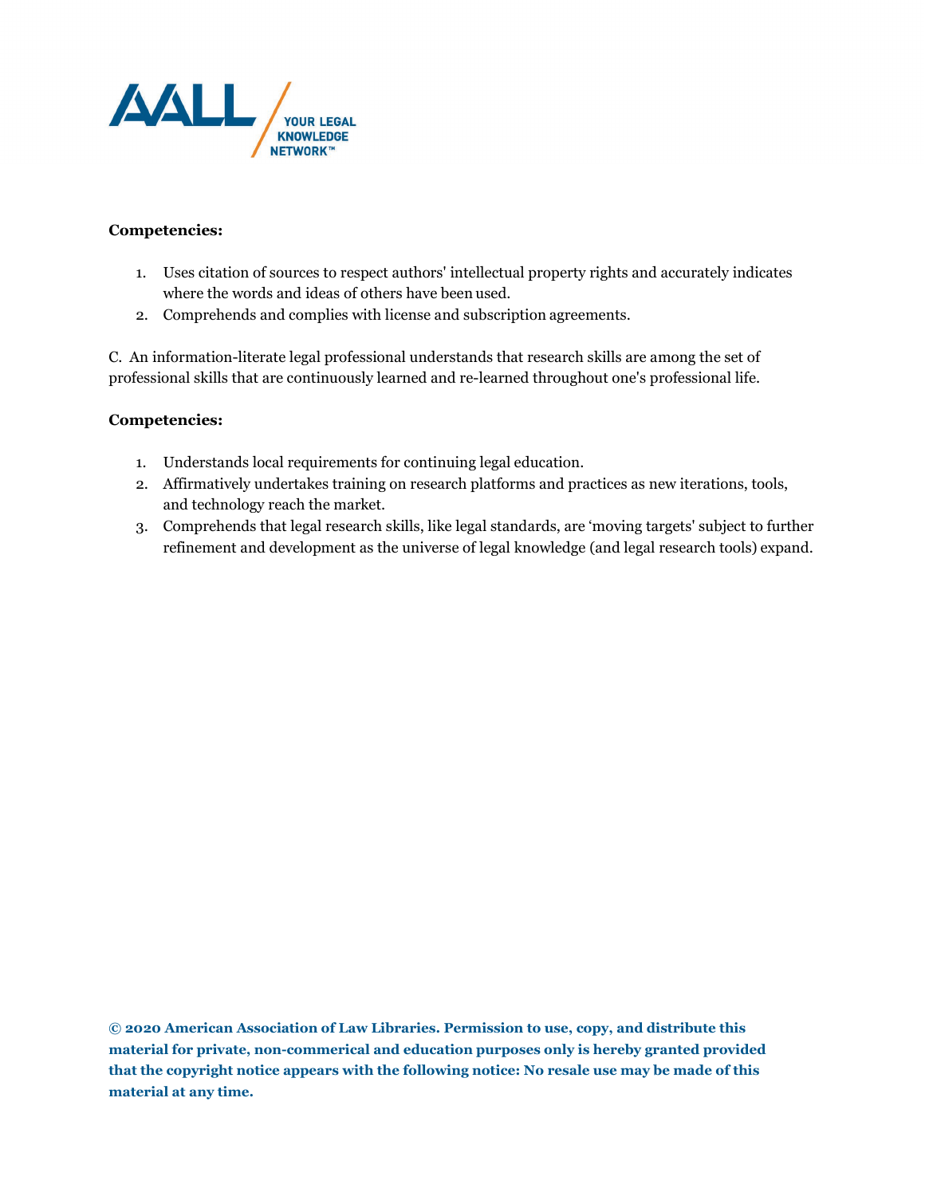**Competencies:**

1. Uses citation of sources to respect authors' intellectual property rights and accurately indicates where the words and ideas of others have been used.
2. Comprehends and complies with license and subscription agreements.

C. An information-literate legal professional understands that research skills are among the set of professional skills that are continuously learned and re-learned throughout one's professional life.

**Competencies:**

1. Understands local requirements for continuing legal education.
2. Affirmatively undertakes training on research platforms and practices as new iterations, tools, and technology reach the market.
3. Comprehends that legal research skills, like legal standards, are 'moving targets' subject to further refinement and development as the universe of legal knowledge (and legal research tools) expand.

**© 2020 American Association of Law Libraries. Permission to use, copy, and distribute this material for private, non-commerical and education purposes only is hereby granted provided that the copyright notice appears with the following notice: No resale use may be made of this material at any time.**